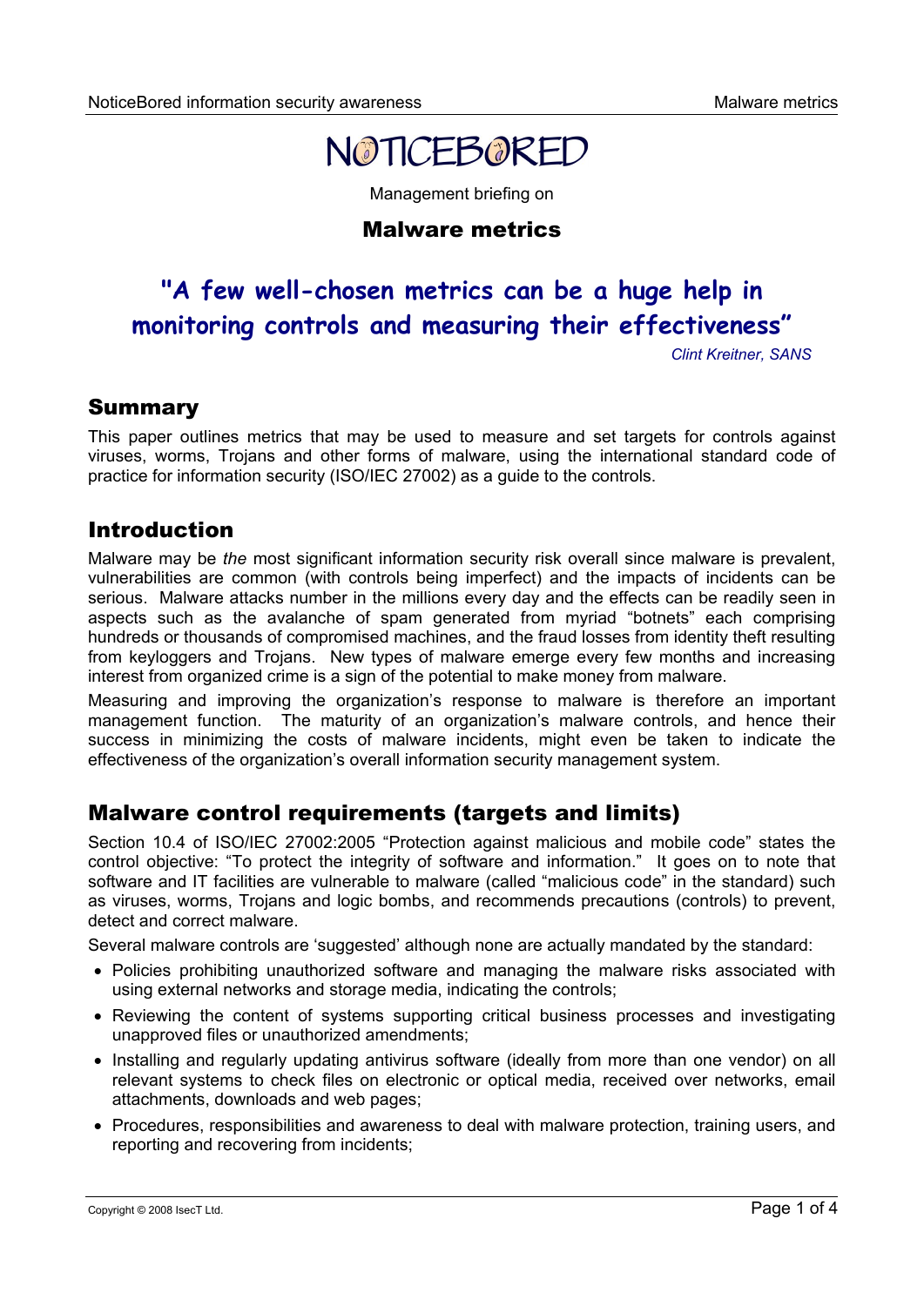# NOTICEBORED

Management briefing on

## Malware metrics

**"A few well-chosen metrics can be a huge help in monitoring controls and measuring their effectiveness"**

*Clint Kreitner, SANS*

## Summary

This paper outlines metrics that may be used to measure and set targets for controls against viruses, worms, Trojans and other forms of malware, using the international standard code of practice for information security (ISO/IEC 27002) as a guide to the controls.

## Introduction

Malware may be *the* most significant information security risk overall since malware is prevalent, vulnerabilities are common (with controls being imperfect) and the impacts of incidents can be serious. Malware attacks number in the millions every day and the effects can be readily seen in aspects such as the avalanche of spam generated from myriad "botnets" each comprising hundreds or thousands of compromised machines, and the fraud losses from identity theft resulting from keyloggers and Trojans. New types of malware emerge every few months and increasing interest from organized crime is a sign of the potential to make money from malware.

Measuring and improving the organization's response to malware is therefore an important management function. The maturity of an organization's malware controls, and hence their success in minimizing the costs of malware incidents, might even be taken to indicate the effectiveness of the organization's overall information security management system.

## Malware control requirements (targets and limits)

Section 10.4 of ISO/IEC 27002:2005 "Protection against malicious and mobile code" states the control objective: "To protect the integrity of software and information." It goes on to note that software and IT facilities are vulnerable to malware (called "malicious code" in the standard) such as viruses, worms, Trojans and logic bombs, and recommends precautions (controls) to prevent, detect and correct malware.

Several malware controls are 'suggested' although none are actually mandated by the standard:

- Policies prohibiting unauthorized software and managing the malware risks associated with using external networks and storage media, indicating the controls;
- Reviewing the content of systems supporting critical business processes and investigating unapproved files or unauthorized amendments;
- Installing and regularly updating antivirus software (ideally from more than one vendor) on all relevant systems to check files on electronic or optical media, received over networks, email attachments, downloads and web pages;
- Procedures, responsibilities and awareness to deal with malware protection, training users, and reporting and recovering from incidents;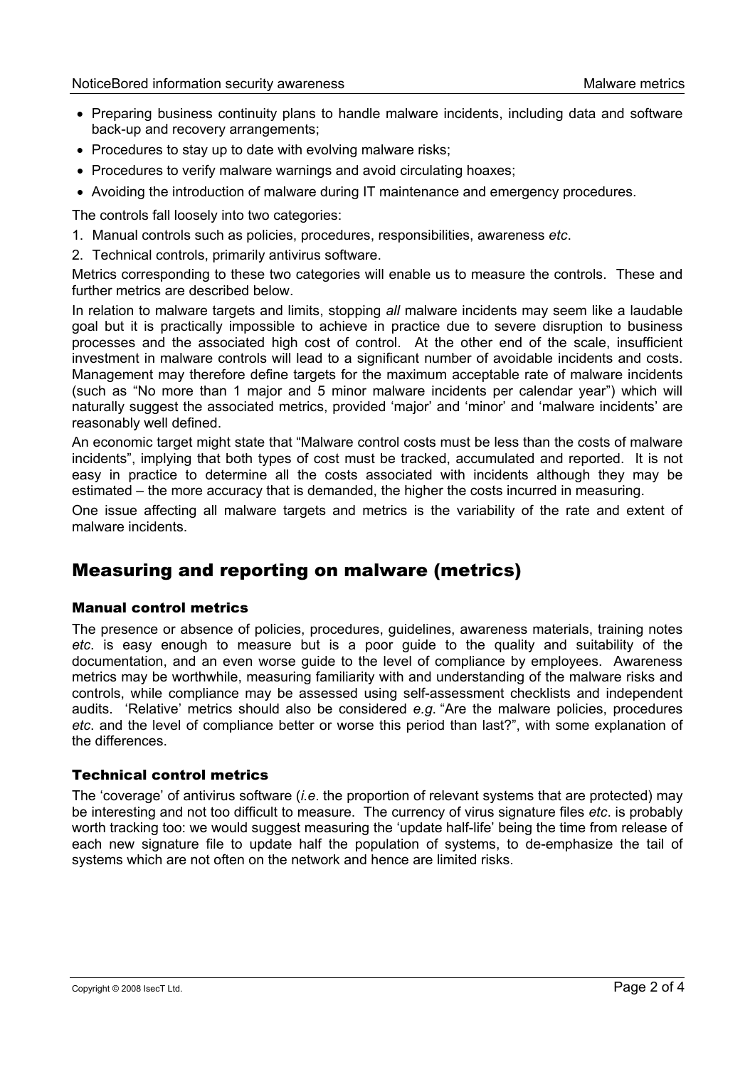- Preparing business continuity plans to handle malware incidents, including data and software back-up and recovery arrangements;
- Procedures to stay up to date with evolving malware risks;
- Procedures to verify malware warnings and avoid circulating hoaxes;
- Avoiding the introduction of malware during IT maintenance and emergency procedures.

The controls fall loosely into two categories:

1. Manual controls such as policies, procedures, responsibilities, awareness *etc*.
2. Technical controls, primarily antivirus software.

Metrics corresponding to these two categories will enable us to measure the controls. These and further metrics are described below.

In relation to malware targets and limits, stopping *all* malware incidents may seem like a laudable goal but it is practically impossible to achieve in practice due to severe disruption to business processes and the associated high cost of control. At the other end of the scale, insufficient investment in malware controls will lead to a significant number of avoidable incidents and costs. Management may therefore define targets for the maximum acceptable rate of malware incidents (such as "No more than 1 major and 5 minor malware incidents per calendar year") which will naturally suggest the associated metrics, provided 'major' and 'minor' and 'malware incidents' are reasonably well defined.

An economic target might state that "Malware control costs must be less than the costs of malware incidents", implying that both types of cost must be tracked, accumulated and reported. It is not easy in practice to determine all the costs associated with incidents although they may be estimated – the more accuracy that is demanded, the higher the costs incurred in measuring.

One issue affecting all malware targets and metrics is the variability of the rate and extent of malware incidents.

## Measuring and reporting on malware (metrics)

### Manual control metrics

The presence or absence of policies, procedures, guidelines, awareness materials, training notes *etc*. is easy enough to measure but is a poor guide to the quality and suitability of the documentation, and an even worse guide to the level of compliance by employees. Awareness metrics may be worthwhile, measuring familiarity with and understanding of the malware risks and controls, while compliance may be assessed using self-assessment checklists and independent audits. 'Relative' metrics should also be considered *e.g.* "Are the malware policies, procedures *etc*. and the level of compliance better or worse this period than last?", with some explanation of the differences.

### Technical control metrics

The 'coverage' of antivirus software (*i.e*. the proportion of relevant systems that are protected) may be interesting and not too difficult to measure. The currency of virus signature files *etc*. is probably worth tracking too: we would suggest measuring the 'update half-life' being the time from release of each new signature file to update half the population of systems, to de-emphasize the tail of systems which are not often on the network and hence are limited risks.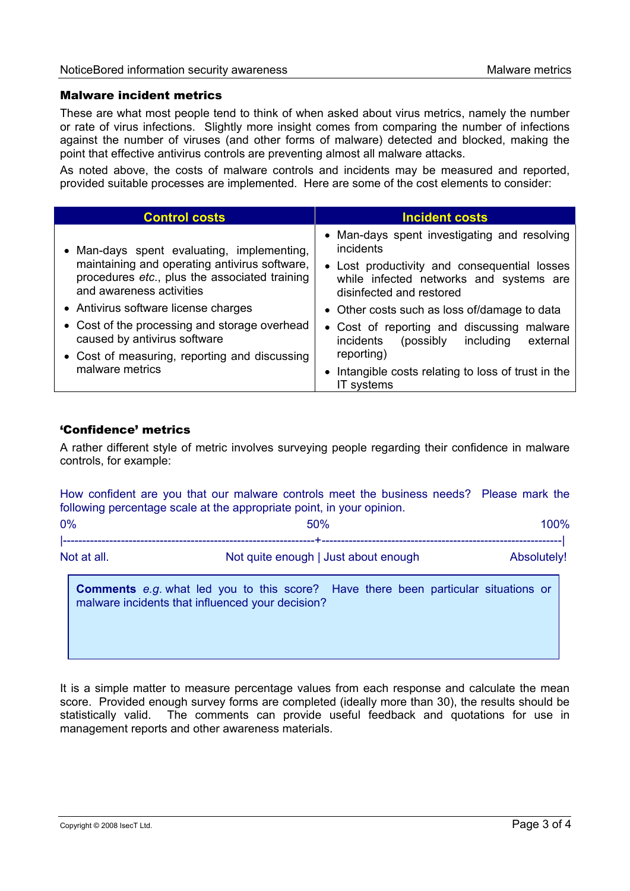### Malware incident metrics

These are what most people tend to think of when asked about virus metrics, namely the number or rate of virus infections. Slightly more insight comes from comparing the number of infections against the number of viruses (and other forms of malware) detected and blocked, making the point that effective antivirus controls are preventing almost all malware attacks.

As noted above, the costs of malware controls and incidents may be measured and reported, provided suitable processes are implemented. Here are some of the cost elements to consider:

| Control costs | Incident costs |
|---|---|
| • Man-days spent evaluating, implementing, maintaining and operating antivirus software, procedures *etc.*, plus the associated training and awareness activities<br>• Antivirus software license charges<br>• Cost of the processing and storage overhead caused by antivirus software<br>• Cost of measuring, reporting and discussing malware metrics | • Man-days spent investigating and resolving incidents<br>• Lost productivity and consequential losses while infected networks and systems are disinfected and restored<br>• Other costs such as loss of/damage to data<br>• Cost of reporting and discussing malware incidents (possibly including external reporting)<br>• Intangible costs relating to loss of trust in the IT systems |

### 'Confidence' metrics

A rather different style of metric involves surveying people regarding their confidence in malware controls, for example:

How confident are you that our malware controls meet the business needs? Please mark the following percentage scale at the appropriate point, in your opinion.

```
0%                                  50%                                 100%
|-----------------------------------+-----------------------------------|
Not at all.          Not quite enough | Just about enough          Absolutely!
```

**Comments** *e.g.* what led you to this score? Have there been particular situations or malware incidents that influenced your decision?

It is a simple matter to measure percentage values from each response and calculate the mean score. Provided enough survey forms are completed (ideally more than 30), the results should be statistically valid. The comments can provide useful feedback and quotations for use in management reports and other awareness materials.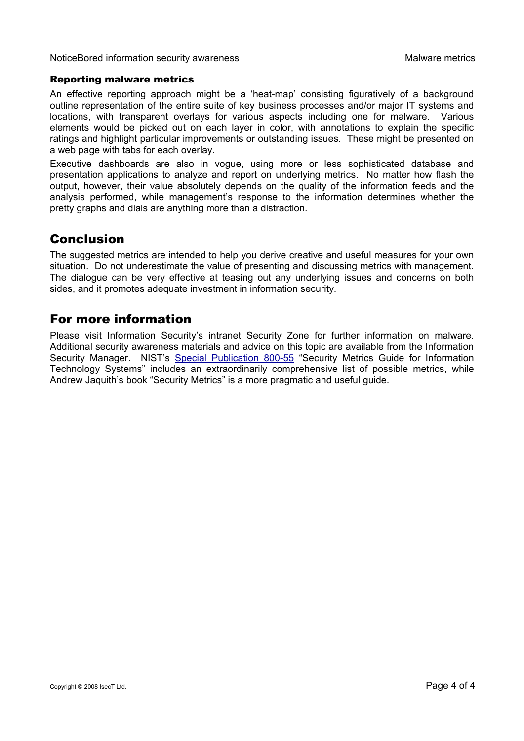### Reporting malware metrics

An effective reporting approach might be a 'heat-map' consisting figuratively of a background outline representation of the entire suite of key business processes and/or major IT systems and locations, with transparent overlays for various aspects including one for malware. Various elements would be picked out on each layer in color, with annotations to explain the specific ratings and highlight particular improvements or outstanding issues. These might be presented on a web page with tabs for each overlay.

Executive dashboards are also in vogue, using more or less sophisticated database and presentation applications to analyze and report on underlying metrics. No matter how flash the output, however, their value absolutely depends on the quality of the information feeds and the analysis performed, while management's response to the information determines whether the pretty graphs and dials are anything more than a distraction.

## Conclusion

The suggested metrics are intended to help you derive creative and useful measures for your own situation. Do not underestimate the value of presenting and discussing metrics with management. The dialogue can be very effective at teasing out any underlying issues and concerns on both sides, and it promotes adequate investment in information security.

## For more information

Please visit Information Security's intranet Security Zone for further information on malware. Additional security awareness materials and advice on this topic are available from the Information Security Manager. NIST's Special Publication 800-55 "Security Metrics Guide for Information Technology Systems" includes an extraordinarily comprehensive list of possible metrics, while Andrew Jaquith's book "Security Metrics" is a more pragmatic and useful guide.